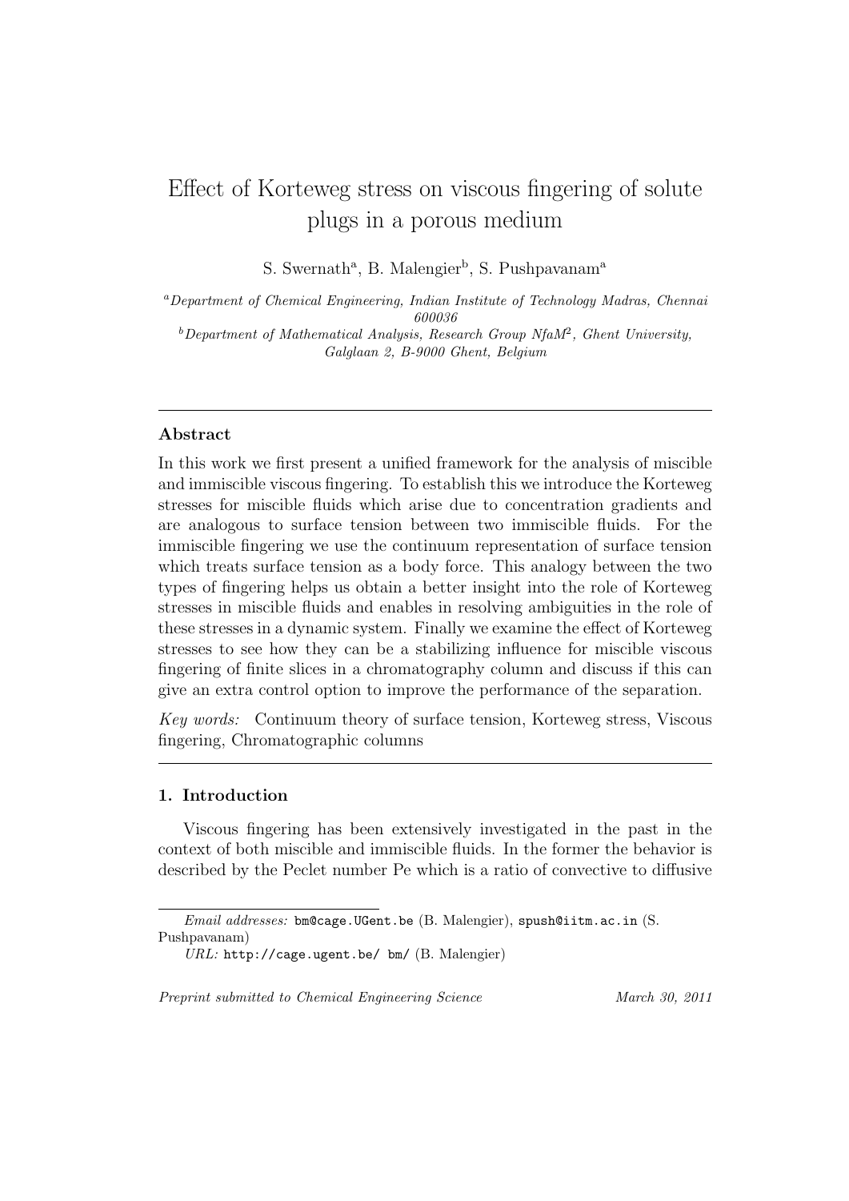# Effect of Korteweg stress on viscous fingering of solute plugs in a porous medium

S. Swernath[a], B. Malengier[b], S. Pushpavanam[a]

[a] *Department of Chemical Engineering, Indian Institute of Technology Madras, Chennai 600036*

[b] *Department of Mathematical Analysis, Research Group NfaM[2], Ghent University, Galglaan 2, B-9000 Ghent, Belgium*

---

### Abstract

In this work we first present a unified framework for the analysis of miscible and immiscible viscous fingering. To establish this we introduce the Korteweg stresses for miscible fluids which arise due to concentration gradients and are analogous to surface tension between two immiscible fluids. For the immiscible fingering we use the continuum representation of surface tension which treats surface tension as a body force. This analogy between the two types of fingering helps us obtain a better insight into the role of Korteweg stresses in miscible fluids and enables in resolving ambiguities in the role of these stresses in a dynamic system. Finally we examine the effect of Korteweg stresses to see how they can be a stabilizing influence for miscible viscous fingering of finite slices in a chromatography column and discuss if this can give an extra control option to improve the performance of the separation.

*Key words:* Continuum theory of surface tension, Korteweg stress, Viscous fingering, Chromatographic columns

---

### 1. Introduction

Viscous fingering has been extensively investigated in the past in the context of both miscible and immiscible fluids. In the former the behavior is described by the Peclet number Pe which is a ratio of convective to diffusive

*Email addresses:* bm@cage.UGent.be (B. Malengier), spush@iitm.ac.in (S. Pushpavanam)

*URL:* http://cage.ugent.be/ bm/ (B. Malengier)

*Preprint submitted to Chemical Engineering Science* *March 30, 2011*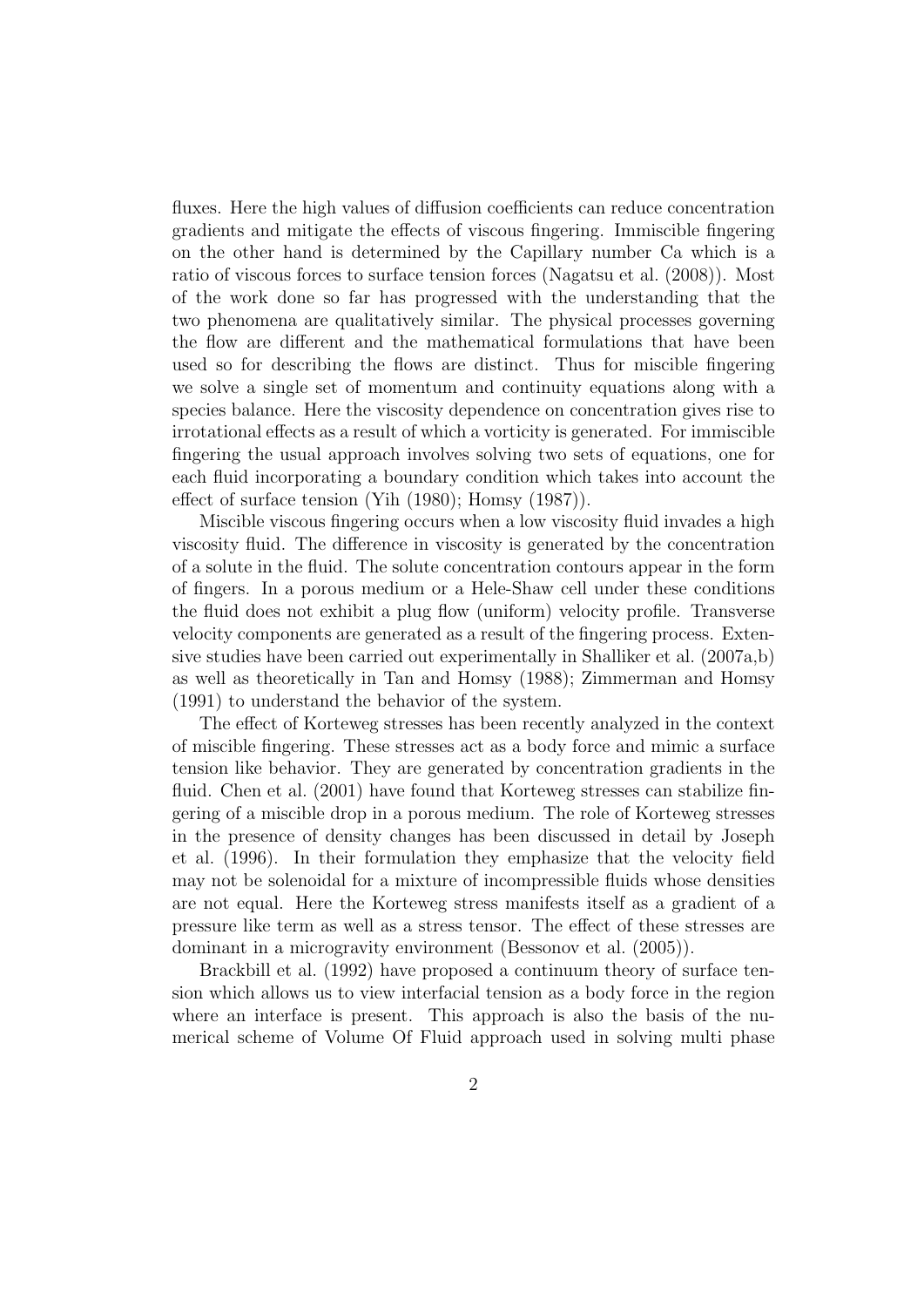fluxes. Here the high values of diffusion coefficients can reduce concentration gradients and mitigate the effects of viscous fingering. Immiscible fingering on the other hand is determined by the Capillary number Ca which is a ratio of viscous forces to surface tension forces (Nagatsu et al. (2008)). Most of the work done so far has progressed with the understanding that the two phenomena are qualitatively similar. The physical processes governing the flow are different and the mathematical formulations that have been used so for describing the flows are distinct. Thus for miscible fingering we solve a single set of momentum and continuity equations along with a species balance. Here the viscosity dependence on concentration gives rise to irrotational effects as a result of which a vorticity is generated. For immiscible fingering the usual approach involves solving two sets of equations, one for each fluid incorporating a boundary condition which takes into account the effect of surface tension (Yih (1980); Homsy (1987)).

Miscible viscous fingering occurs when a low viscosity fluid invades a high viscosity fluid. The difference in viscosity is generated by the concentration of a solute in the fluid. The solute concentration contours appear in the form of fingers. In a porous medium or a Hele-Shaw cell under these conditions the fluid does not exhibit a plug flow (uniform) velocity profile. Transverse velocity components are generated as a result of the fingering process. Extensive studies have been carried out experimentally in Shalliker et al. (2007a,b) as well as theoretically in Tan and Homsy (1988); Zimmerman and Homsy (1991) to understand the behavior of the system.

The effect of Korteweg stresses has been recently analyzed in the context of miscible fingering. These stresses act as a body force and mimic a surface tension like behavior. They are generated by concentration gradients in the fluid. Chen et al. (2001) have found that Korteweg stresses can stabilize fingering of a miscible drop in a porous medium. The role of Korteweg stresses in the presence of density changes has been discussed in detail by Joseph et al. (1996). In their formulation they emphasize that the velocity field may not be solenoidal for a mixture of incompressible fluids whose densities are not equal. Here the Korteweg stress manifests itself as a gradient of a pressure like term as well as a stress tensor. The effect of these stresses are dominant in a microgravity environment (Bessonov et al. (2005)).

Brackbill et al. (1992) have proposed a continuum theory of surface tension which allows us to view interfacial tension as a body force in the region where an interface is present. This approach is also the basis of the numerical scheme of Volume Of Fluid approach used in solving multi phase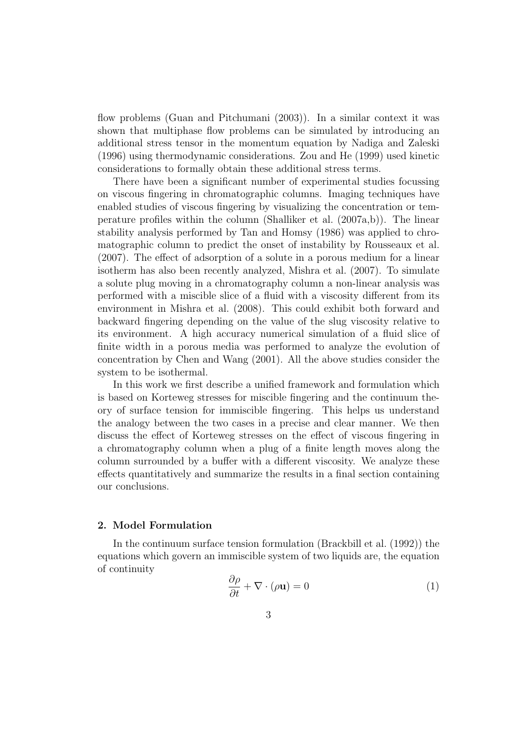flow problems (Guan and Pitchumani (2003)). In a similar context it was shown that multiphase flow problems can be simulated by introducing an additional stress tensor in the momentum equation by Nadiga and Zaleski (1996) using thermodynamic considerations. Zou and He (1999) used kinetic considerations to formally obtain these additional stress terms.

There have been a significant number of experimental studies focussing on viscous fingering in chromatographic columns. Imaging techniques have enabled studies of viscous fingering by visualizing the concentration or temperature profiles within the column (Shalliker et al. (2007a,b)). The linear stability analysis performed by Tan and Homsy (1986) was applied to chromatographic column to predict the onset of instability by Rousseaux et al. (2007). The effect of adsorption of a solute in a porous medium for a linear isotherm has also been recently analyzed, Mishra et al. (2007). To simulate a solute plug moving in a chromatography column a non-linear analysis was performed with a miscible slice of a fluid with a viscosity different from its environment in Mishra et al. (2008). This could exhibit both forward and backward fingering depending on the value of the slug viscosity relative to its environment. A high accuracy numerical simulation of a fluid slice of finite width in a porous media was performed to analyze the evolution of concentration by Chen and Wang (2001). All the above studies consider the system to be isothermal.

In this work we first describe a unified framework and formulation which is based on Korteweg stresses for miscible fingering and the continuum theory of surface tension for immiscible fingering. This helps us understand the analogy between the two cases in a precise and clear manner. We then discuss the effect of Korteweg stresses on the effect of viscous fingering in a chromatography column when a plug of a finite length moves along the column surrounded by a buffer with a different viscosity. We analyze these effects quantitatively and summarize the results in a final section containing our conclusions.

## 2. Model Formulation

In the continuum surface tension formulation (Brackbill et al. (1992)) the equations which govern an immiscible system of two liquids are, the equation of continuity

$$\frac{\partial \rho}{\partial t} + \nabla \cdot (\rho \mathbf{u}) = 0 \tag{1}$$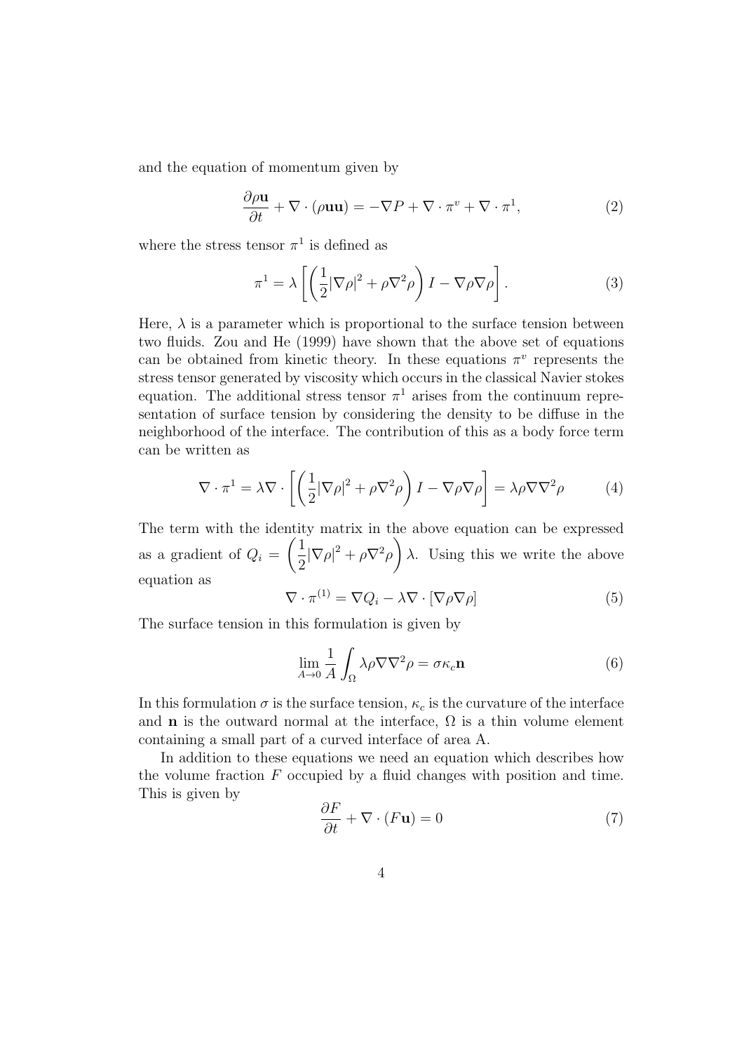and the equation of momentum given by

$$\frac{\partial \rho \mathbf{u}}{\partial t} + \nabla \cdot (\rho \mathbf{u}\mathbf{u}) = -\nabla P + \nabla \cdot \pi^v + \nabla \cdot \pi^1, \tag{2}$$

where the stress tensor $\pi^1$ is defined as

$$\pi^1 = \lambda \left[ \left( \frac{1}{2} |\nabla \rho|^2 + \rho \nabla^2 \rho \right) I - \nabla \rho \nabla \rho \right]. \tag{3}$$

Here, $\lambda$ is a parameter which is proportional to the surface tension between two fluids. Zou and He (1999) have shown that the above set of equations can be obtained from kinetic theory. In these equations $\pi^v$ represents the stress tensor generated by viscosity which occurs in the classical Navier stokes equation. The additional stress tensor $\pi^1$ arises from the continuum representation of surface tension by considering the density to be diffuse in the neighborhood of the interface. The contribution of this as a body force term can be written as

$$\nabla \cdot \pi^1 = \lambda \nabla \cdot \left[ \left( \frac{1}{2} |\nabla \rho|^2 + \rho \nabla^2 \rho \right) I - \nabla \rho \nabla \rho \right] = \lambda \rho \nabla \nabla^2 \rho \tag{4}$$

The term with the identity matrix in the above equation can be expressed as a gradient of $Q_i = \left( \frac{1}{2} |\nabla \rho|^2 + \rho \nabla^2 \rho \right) \lambda$. Using this we write the above equation as

$$\nabla \cdot \pi^{(1)} = \nabla Q_i - \lambda \nabla \cdot [\nabla \rho \nabla \rho] \tag{5}$$

The surface tension in this formulation is given by

$$\lim_{A \to 0} \frac{1}{A} \int_{\Omega} \lambda \rho \nabla \nabla^2 \rho = \sigma \kappa_c \mathbf{n} \tag{6}$$

In this formulation $\sigma$ is the surface tension, $\kappa_c$ is the curvature of the interface and $\mathbf{n}$ is the outward normal at the interface, $\Omega$ is a thin volume element containing a small part of a curved interface of area A.

In addition to these equations we need an equation which describes how the volume fraction $F$ occupied by a fluid changes with position and time. This is given by

$$\frac{\partial F}{\partial t} + \nabla \cdot (F \mathbf{u}) = 0 \tag{7}$$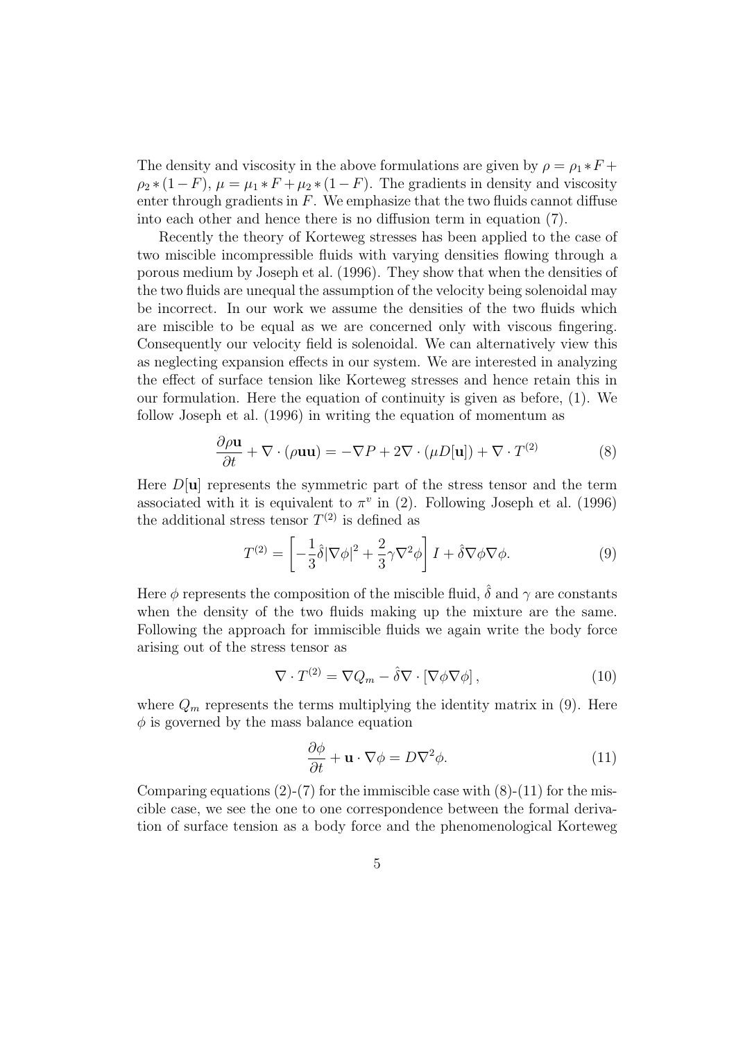The density and viscosity in the above formulations are given by $\rho = \rho_1 * F + \rho_2 * (1 - F)$, $\mu = \mu_1 * F + \mu_2 * (1 - F)$. The gradients in density and viscosity enter through gradients in $F$. We emphasize that the two fluids cannot diffuse into each other and hence there is no diffusion term in equation (7).

Recently the theory of Korteweg stresses has been applied to the case of two miscible incompressible fluids with varying densities flowing through a porous medium by Joseph et al. (1996). They show that when the densities of the two fluids are unequal the assumption of the velocity being solenoidal may be incorrect. In our work we assume the densities of the two fluids which are miscible to be equal as we are concerned only with viscous fingering. Consequently our velocity field is solenoidal. We can alternatively view this as neglecting expansion effects in our system. We are interested in analyzing the effect of surface tension like Korteweg stresses and hence retain this in our formulation. Here the equation of continuity is given as before, (1). We follow Joseph et al. (1996) in writing the equation of momentum as

$$\frac{\partial \rho \mathbf{u}}{\partial t} + \nabla \cdot (\rho \mathbf{u}\mathbf{u}) = -\nabla P + 2\nabla \cdot (\mu D[\mathbf{u}]) + \nabla \cdot T^{(2)} \tag{8}$$

Here $D[\mathbf{u}]$ represents the symmetric part of the stress tensor and the term associated with it is equivalent to $\pi^v$ in (2). Following Joseph et al. (1996) the additional stress tensor $T^{(2)}$ is defined as

$$T^{(2)} = \left[ -\frac{1}{3}\hat{\delta}|\nabla\phi|^2 + \frac{2}{3}\gamma\nabla^2\phi \right] I + \hat{\delta}\nabla\phi\nabla\phi. \tag{9}$$

Here $\phi$ represents the composition of the miscible fluid, $\hat{\delta}$ and $\gamma$ are constants when the density of the two fluids making up the mixture are the same. Following the approach for immiscible fluids we again write the body force arising out of the stress tensor as

$$\nabla \cdot T^{(2)} = \nabla Q_m - \hat{\delta}\nabla \cdot [\nabla\phi\nabla\phi], \tag{10}$$

where $Q_m$ represents the terms multiplying the identity matrix in (9). Here $\phi$ is governed by the mass balance equation

$$\frac{\partial \phi}{\partial t} + \mathbf{u} \cdot \nabla\phi = D\nabla^2\phi. \tag{11}$$

Comparing equations (2)-(7) for the immiscible case with (8)-(11) for the miscible case, we see the one to one correspondence between the formal derivation of surface tension as a body force and the phenomenological Korteweg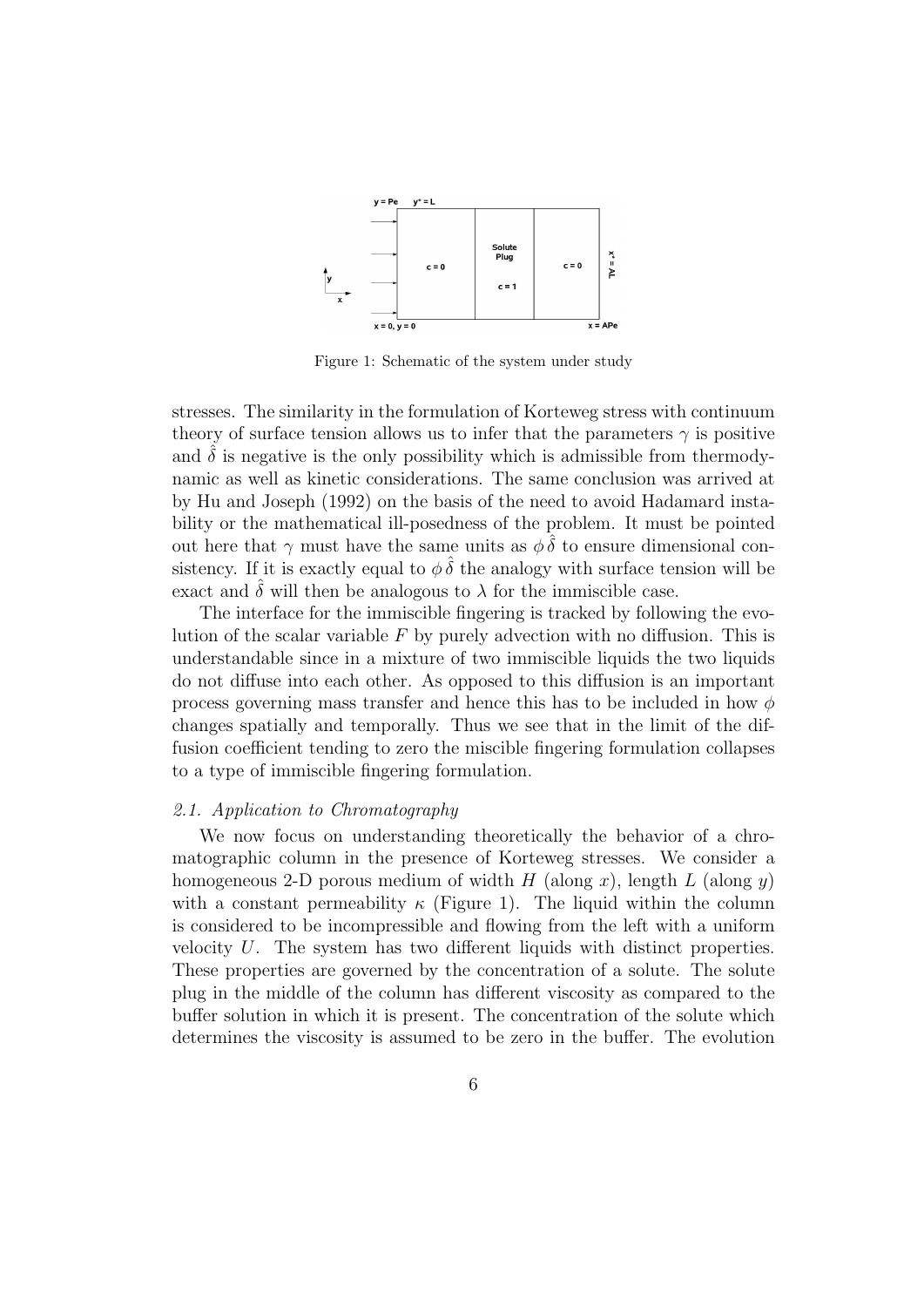Figure 1: Schematic of the system under study

stresses. The similarity in the formulation of Korteweg stress with continuum theory of surface tension allows us to infer that the parameters $\gamma$ is positive and $\hat{\delta}$ is negative is the only possibility which is admissible from thermodynamic as well as kinetic considerations. The same conclusion was arrived at by Hu and Joseph (1992) on the basis of the need to avoid Hadamard instability or the mathematical ill-posedness of the problem. It must be pointed out here that $\gamma$ must have the same units as $\phi\,\hat{\delta}$ to ensure dimensional consistency. If it is exactly equal to $\phi\,\hat{\delta}$ the analogy with surface tension will be exact and $\hat{\delta}$ will then be analogous to $\lambda$ for the immiscible case.

The interface for the immiscible fingering is tracked by following the evolution of the scalar variable $F$ by purely advection with no diffusion. This is understandable since in a mixture of two immiscible liquids the two liquids do not diffuse into each other. As opposed to this diffusion is an important process governing mass transfer and hence this has to be included in how $\phi$ changes spatially and temporally. Thus we see that in the limit of the diffusion coefficient tending to zero the miscible fingering formulation collapses to a type of immiscible fingering formulation.

### *2.1. Application to Chromatography*

We now focus on understanding theoretically the behavior of a chromatographic column in the presence of Korteweg stresses. We consider a homogeneous 2-D porous medium of width $H$ (along $x$), length $L$ (along $y$) with a constant permeability $\kappa$ (Figure 1). The liquid within the column is considered to be incompressible and flowing from the left with a uniform velocity $U$. The system has two different liquids with distinct properties. These properties are governed by the concentration of a solute. The solute plug in the middle of the column has different viscosity as compared to the buffer solution in which it is present. The concentration of the solute which determines the viscosity is assumed to be zero in the buffer. The evolution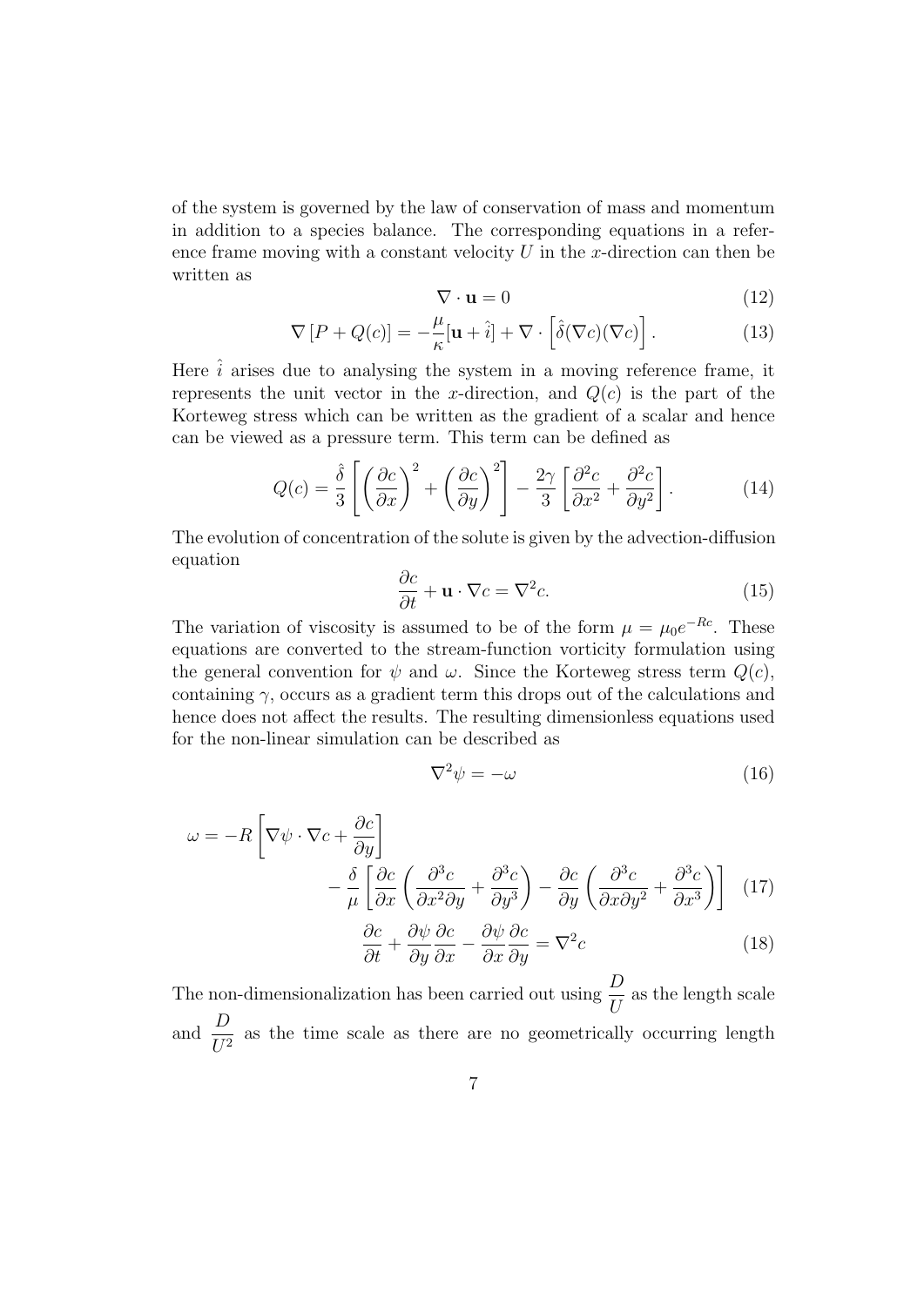of the system is governed by the law of conservation of mass and momentum in addition to a species balance. The corresponding equations in a reference frame moving with a constant velocity $U$ in the $x$-direction can then be written as

$$\nabla \cdot \mathbf{u} = 0 \tag{12}$$

$$\nabla \left[P + Q(c)\right] = -\frac{\mu}{\kappa}[\mathbf{u} + \hat{i}] + \nabla \cdot \left[\hat{\delta}(\nabla c)(\nabla c)\right]. \tag{13}$$

Here $\hat{i}$ arises due to analysing the system in a moving reference frame, it represents the unit vector in the $x$-direction, and $Q(c)$ is the part of the Korteweg stress which can be written as the gradient of a scalar and hence can be viewed as a pressure term. This term can be defined as

$$Q(c) = \frac{\hat{\delta}}{3}\left[\left(\frac{\partial c}{\partial x}\right)^2 + \left(\frac{\partial c}{\partial y}\right)^2\right] - \frac{2\gamma}{3}\left[\frac{\partial^2 c}{\partial x^2} + \frac{\partial^2 c}{\partial y^2}\right]. \tag{14}$$

The evolution of concentration of the solute is given by the advection-diffusion equation

$$\frac{\partial c}{\partial t} + \mathbf{u} \cdot \nabla c = \nabla^2 c. \tag{15}$$

The variation of viscosity is assumed to be of the form $\mu = \mu_0 e^{-Rc}$. These equations are converted to the stream-function vorticity formulation using the general convention for $\psi$ and $\omega$. Since the Korteweg stress term $Q(c)$, containing $\gamma$, occurs as a gradient term this drops out of the calculations and hence does not affect the results. The resulting dimensionless equations used for the non-linear simulation can be described as

$$\nabla^2 \psi = -\omega \tag{16}$$

$$\omega = -R\left[\nabla \psi \cdot \nabla c + \frac{\partial c}{\partial y}\right] - \frac{\delta}{\mu}\left[\frac{\partial c}{\partial x}\left(\frac{\partial^3 c}{\partial x^2 \partial y} + \frac{\partial^3 c}{\partial y^3}\right) - \frac{\partial c}{\partial y}\left(\frac{\partial^3 c}{\partial x \partial y^2} + \frac{\partial^3 c}{\partial x^3}\right)\right] \tag{17}$$

$$\frac{\partial c}{\partial t} + \frac{\partial \psi}{\partial y}\frac{\partial c}{\partial x} - \frac{\partial \psi}{\partial x}\frac{\partial c}{\partial y} = \nabla^2 c \tag{18}$$

The non-dimensionalization has been carried out using $\dfrac{D}{U}$ as the length scale and $\dfrac{D}{U^2}$ as the time scale as there are no geometrically occurring length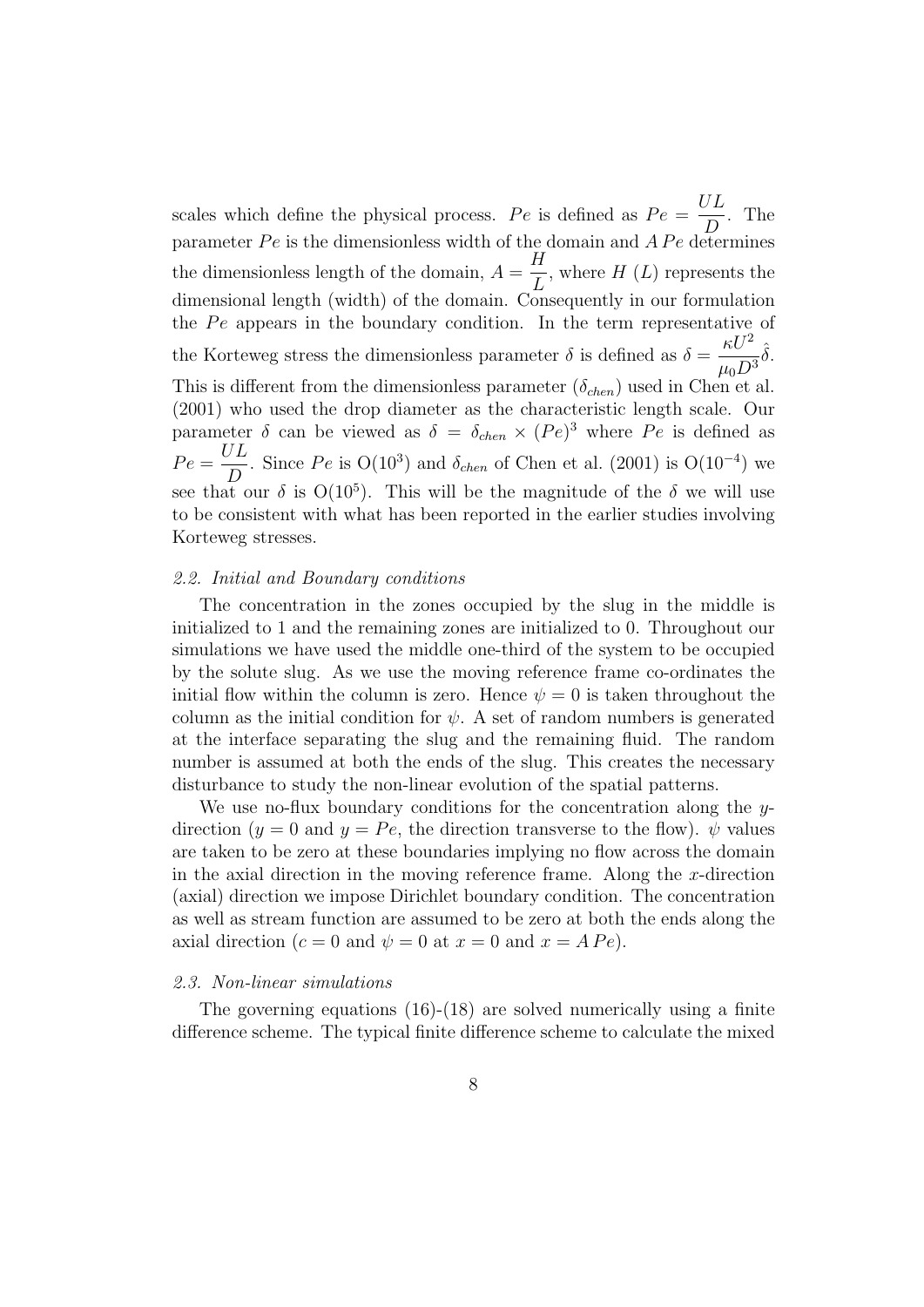scales which define the physical process. $Pe$ is defined as $Pe = \frac{UL}{D}$. The parameter $Pe$ is the dimensionless width of the domain and $A\,Pe$ determines the dimensionless length of the domain, $A = \frac{H}{L}$, where $H$ ($L$) represents the dimensional length (width) of the domain. Consequently in our formulation the $Pe$ appears in the boundary condition. In the term representative of the Korteweg stress the dimensionless parameter $\delta$ is defined as $\delta = \frac{\kappa U^2}{\mu_0 D^3}\hat{\delta}$. This is different from the dimensionless parameter ($\delta_{chen}$) used in Chen et al. (2001) who used the drop diameter as the characteristic length scale. Our parameter $\delta$ can be viewed as $\delta = \delta_{chen} \times (Pe)^3$ where $Pe$ is defined as $Pe = \frac{UL}{D}$. Since $Pe$ is O($10^3$) and $\delta_{chen}$ of Chen et al. (2001) is O($10^{-4}$) we see that our $\delta$ is O($10^5$). This will be the magnitude of the $\delta$ we will use to be consistent with what has been reported in the earlier studies involving Korteweg stresses.

### *2.2. Initial and Boundary conditions*

The concentration in the zones occupied by the slug in the middle is initialized to 1 and the remaining zones are initialized to 0. Throughout our simulations we have used the middle one-third of the system to be occupied by the solute slug. As we use the moving reference frame co-ordinates the initial flow within the column is zero. Hence $\psi = 0$ is taken throughout the column as the initial condition for $\psi$. A set of random numbers is generated at the interface separating the slug and the remaining fluid. The random number is assumed at both the ends of the slug. This creates the necessary disturbance to study the non-linear evolution of the spatial patterns.

We use no-flux boundary conditions for the concentration along the $y$-direction ($y = 0$ and $y = Pe$, the direction transverse to the flow). $\psi$ values are taken to be zero at these boundaries implying no flow across the domain in the axial direction in the moving reference frame. Along the $x$-direction (axial) direction we impose Dirichlet boundary condition. The concentration as well as stream function are assumed to be zero at both the ends along the axial direction ($c = 0$ and $\psi = 0$ at $x = 0$ and $x = A\,Pe$).

### *2.3. Non-linear simulations*

The governing equations (16)-(18) are solved numerically using a finite difference scheme. The typical finite difference scheme to calculate the mixed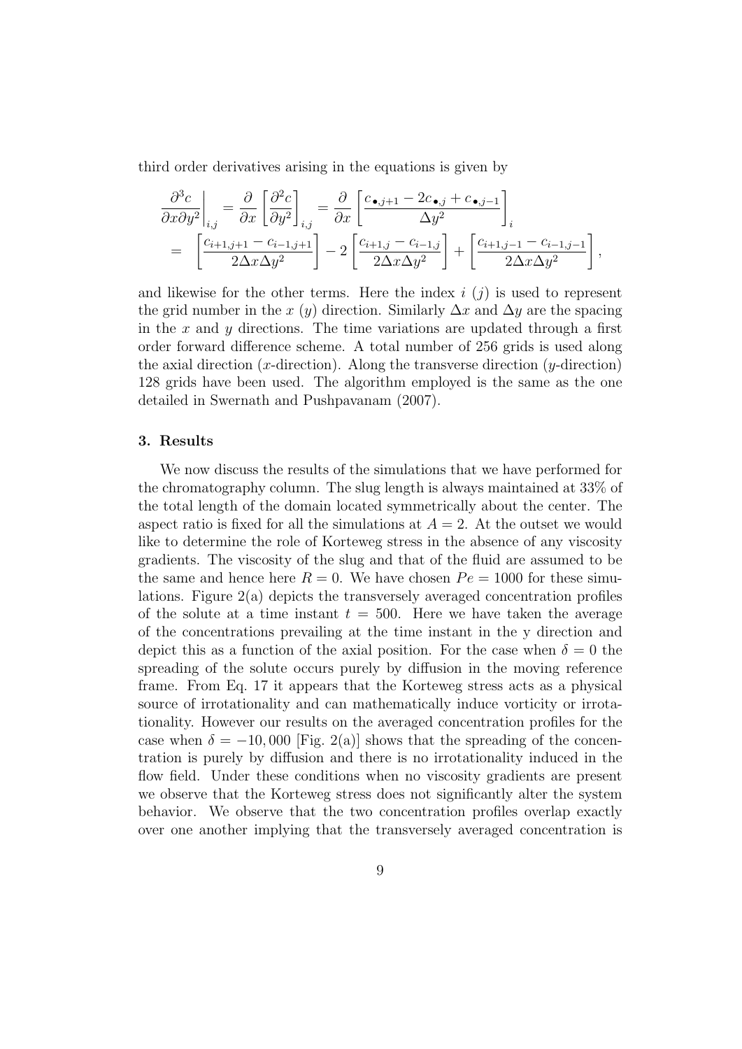third order derivatives arising in the equations is given by

$$
\begin{aligned}
\left.\frac{\partial^3 c}{\partial x \partial y^2}\right|_{i,j} &= \frac{\partial}{\partial x}\left[\frac{\partial^2 c}{\partial y^2}\right]_{i,j} = \frac{\partial}{\partial x}\left[\frac{c_{\bullet,j+1} - 2c_{\bullet,j} + c_{\bullet,j-1}}{\Delta y^2}\right]_i \\
&= \left[\frac{c_{i+1,j+1} - c_{i-1,j+1}}{2\Delta x \Delta y^2}\right] - 2\left[\frac{c_{i+1,j} - c_{i-1,j}}{2\Delta x \Delta y^2}\right] + \left[\frac{c_{i+1,j-1} - c_{i-1,j-1}}{2\Delta x \Delta y^2}\right],
\end{aligned}
$$

and likewise for the other terms. Here the index $i$ ($j$) is used to represent the grid number in the $x$ ($y$) direction. Similarly $\Delta x$ and $\Delta y$ are the spacing in the $x$ and $y$ directions. The time variations are updated through a first order forward difference scheme. A total number of 256 grids is used along the axial direction ($x$-direction). Along the transverse direction ($y$-direction) 128 grids have been used. The algorithm employed is the same as the one detailed in Swernath and Pushpavanam (2007).

## 3. Results

We now discuss the results of the simulations that we have performed for the chromatography column. The slug length is always maintained at 33% of the total length of the domain located symmetrically about the center. The aspect ratio is fixed for all the simulations at $A = 2$. At the outset we would like to determine the role of Korteweg stress in the absence of any viscosity gradients. The viscosity of the slug and that of the fluid are assumed to be the same and hence here $R = 0$. We have chosen $Pe = 1000$ for these simulations. Figure 2(a) depicts the transversely averaged concentration profiles of the solute at a time instant $t = 500$. Here we have taken the average of the concentrations prevailing at the time instant in the y direction and depict this as a function of the axial position. For the case when $\delta = 0$ the spreading of the solute occurs purely by diffusion in the moving reference frame. From Eq. 17 it appears that the Korteweg stress acts as a physical source of irrotationality and can mathematically induce vorticity or irrotationality. However our results on the averaged concentration profiles for the case when $\delta = -10,000$ [Fig. 2(a)] shows that the spreading of the concentration is purely by diffusion and there is no irrotationality induced in the flow field. Under these conditions when no viscosity gradients are present we observe that the Korteweg stress does not significantly alter the system behavior. We observe that the two concentration profiles overlap exactly over one another implying that the transversely averaged concentration is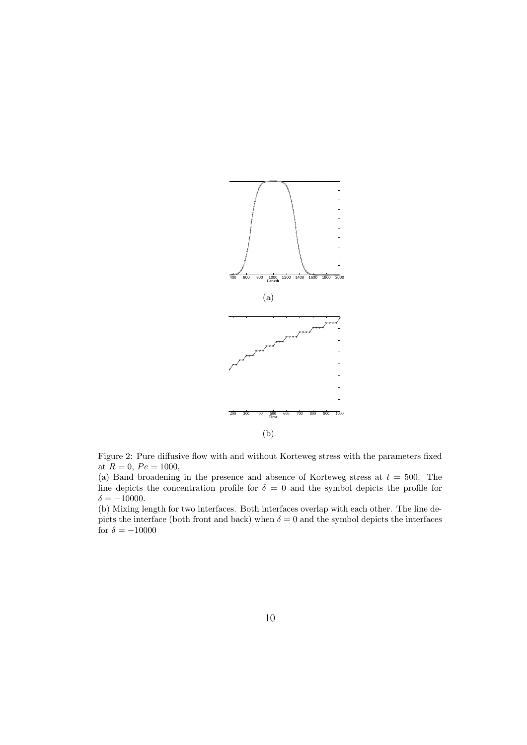(a)

(b)

Figure 2: Pure diffusive flow with and without Korteweg stress with the parameters fixed at $R = 0$, $Pe = 1000$,

(a) Band broadening in the presence and absence of Korteweg stress at $t = 500$. The line depicts the concentration profile for $\delta = 0$ and the symbol depicts the profile for $\delta = -10000$.

(b) Mixing length for two interfaces. Both interfaces overlap with each other. The line depicts the interface (both front and back) when $\delta = 0$ and the symbol depicts the interfaces for $\delta = -10000$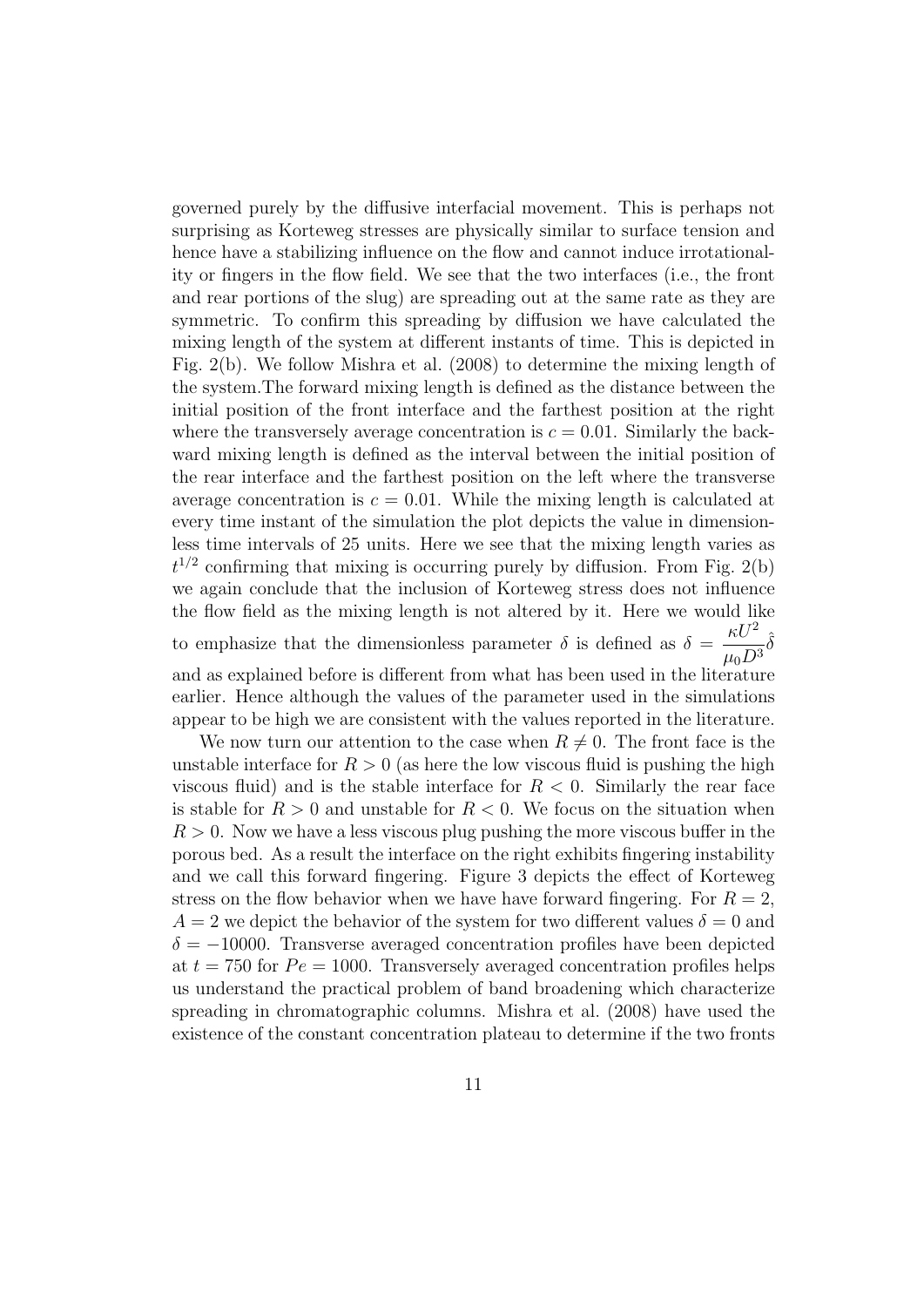governed purely by the diffusive interfacial movement. This is perhaps not surprising as Korteweg stresses are physically similar to surface tension and hence have a stabilizing influence on the flow and cannot induce irrotationality or fingers in the flow field. We see that the two interfaces (i.e., the front and rear portions of the slug) are spreading out at the same rate as they are symmetric. To confirm this spreading by diffusion we have calculated the mixing length of the system at different instants of time. This is depicted in Fig. 2(b). We follow Mishra et al. (2008) to determine the mixing length of the system.The forward mixing length is defined as the distance between the initial position of the front interface and the farthest position at the right where the transversely average concentration is $c = 0.01$. Similarly the backward mixing length is defined as the interval between the initial position of the rear interface and the farthest position on the left where the transverse average concentration is $c = 0.01$. While the mixing length is calculated at every time instant of the simulation the plot depicts the value in dimensionless time intervals of 25 units. Here we see that the mixing length varies as $t^{1/2}$ confirming that mixing is occurring purely by diffusion. From Fig. 2(b) we again conclude that the inclusion of Korteweg stress does not influence the flow field as the mixing length is not altered by it. Here we would like to emphasize that the dimensionless parameter $\delta$ is defined as $\delta = \dfrac{\kappa U^2}{\mu_0 D^3}\hat{\delta}$ and as explained before is different from what has been used in the literature earlier. Hence although the values of the parameter used in the simulations appear to be high we are consistent with the values reported in the literature.

We now turn our attention to the case when $R \neq 0$. The front face is the unstable interface for $R > 0$ (as here the low viscous fluid is pushing the high viscous fluid) and is the stable interface for $R < 0$. Similarly the rear face is stable for $R > 0$ and unstable for $R < 0$. We focus on the situation when $R > 0$. Now we have a less viscous plug pushing the more viscous buffer in the porous bed. As a result the interface on the right exhibits fingering instability and we call this forward fingering. Figure 3 depicts the effect of Korteweg stress on the flow behavior when we have have forward fingering. For $R = 2$, $A = 2$ we depict the behavior of the system for two different values $\delta = 0$ and $\delta = -10000$. Transverse averaged concentration profiles have been depicted at $t = 750$ for $Pe = 1000$. Transversely averaged concentration profiles helps us understand the practical problem of band broadening which characterize spreading in chromatographic columns. Mishra et al. (2008) have used the existence of the constant concentration plateau to determine if the two fronts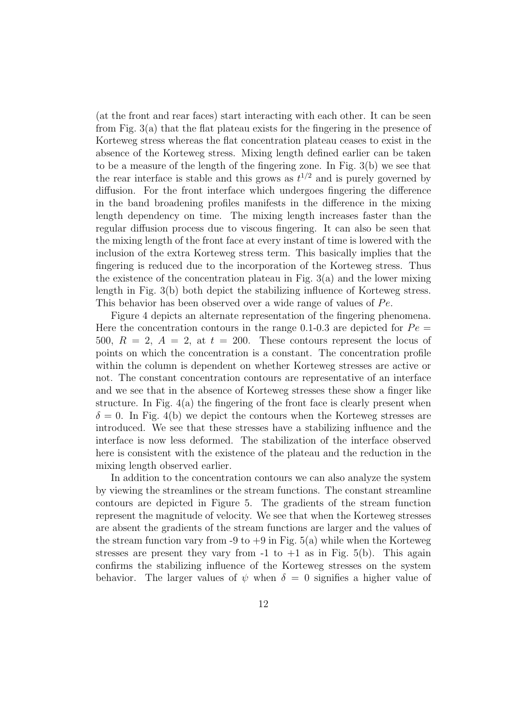(at the front and rear faces) start interacting with each other. It can be seen from Fig. 3(a) that the flat plateau exists for the fingering in the presence of Korteweg stress whereas the flat concentration plateau ceases to exist in the absence of the Korteweg stress. Mixing length defined earlier can be taken to be a measure of the length of the fingering zone. In Fig. 3(b) we see that the rear interface is stable and this grows as $t^{1/2}$ and is purely governed by diffusion. For the front interface which undergoes fingering the difference in the band broadening profiles manifests in the difference in the mixing length dependency on time. The mixing length increases faster than the regular diffusion process due to viscous fingering. It can also be seen that the mixing length of the front face at every instant of time is lowered with the inclusion of the extra Korteweg stress term. This basically implies that the fingering is reduced due to the incorporation of the Korteweg stress. Thus the existence of the concentration plateau in Fig. 3(a) and the lower mixing length in Fig. 3(b) both depict the stabilizing influence of Korteweg stress. This behavior has been observed over a wide range of values of $Pe$.

Figure 4 depicts an alternate representation of the fingering phenomena. Here the concentration contours in the range 0.1-0.3 are depicted for $Pe = 500$, $R = 2$, $A = 2$, at $t = 200$. These contours represent the locus of points on which the concentration is a constant. The concentration profile within the column is dependent on whether Korteweg stresses are active or not. The constant concentration contours are representative of an interface and we see that in the absence of Korteweg stresses these show a finger like structure. In Fig. 4(a) the fingering of the front face is clearly present when $\delta = 0$. In Fig. 4(b) we depict the contours when the Korteweg stresses are introduced. We see that these stresses have a stabilizing influence and the interface is now less deformed. The stabilization of the interface observed here is consistent with the existence of the plateau and the reduction in the mixing length observed earlier.

In addition to the concentration contours we can also analyze the system by viewing the streamlines or the stream functions. The constant streamline contours are depicted in Figure 5. The gradients of the stream function represent the magnitude of velocity. We see that when the Korteweg stresses are absent the gradients of the stream functions are larger and the values of the stream function vary from -9 to +9 in Fig. 5(a) while when the Korteweg stresses are present they vary from -1 to +1 as in Fig. 5(b). This again confirms the stabilizing influence of the Korteweg stresses on the system behavior. The larger values of $\psi$ when $\delta = 0$ signifies a higher value of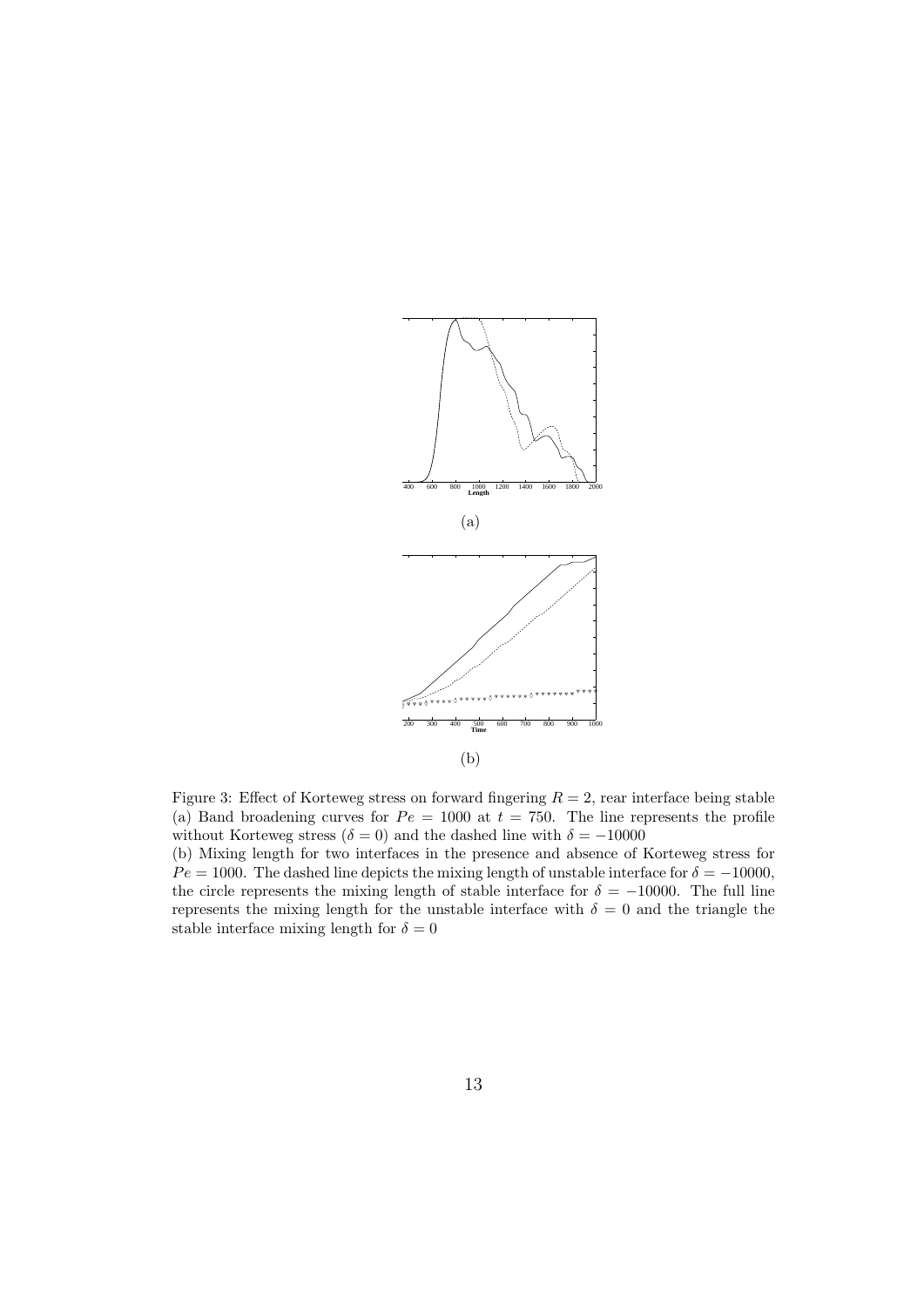(a)

(b)

Figure 3: Effect of Korteweg stress on forward fingering $R = 2$, rear interface being stable
(a) Band broadening curves for $Pe = 1000$ at $t = 750$. The line represents the profile without Korteweg stress ($\delta = 0$) and the dashed line with $\delta = -10000$
(b) Mixing length for two interfaces in the presence and absence of Korteweg stress for $Pe = 1000$. The dashed line depicts the mixing length of unstable interface for $\delta = -10000$, the circle represents the mixing length of stable interface for $\delta = -10000$. The full line represents the mixing length for the unstable interface with $\delta = 0$ and the triangle the stable interface mixing length for $\delta = 0$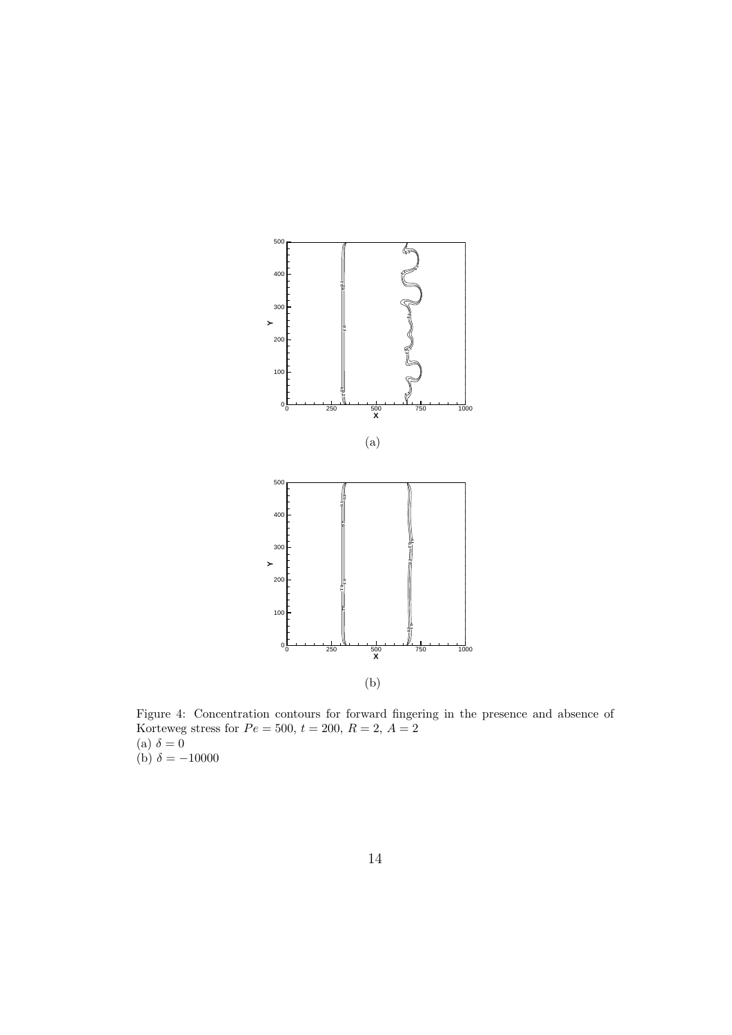(a)

(b)

Figure 4: Concentration contours for forward fingering in the presence and absence of Korteweg stress for $Pe = 500$, $t = 200$, $R = 2$, $A = 2$
(a) $\delta = 0$
(b) $\delta = -10000$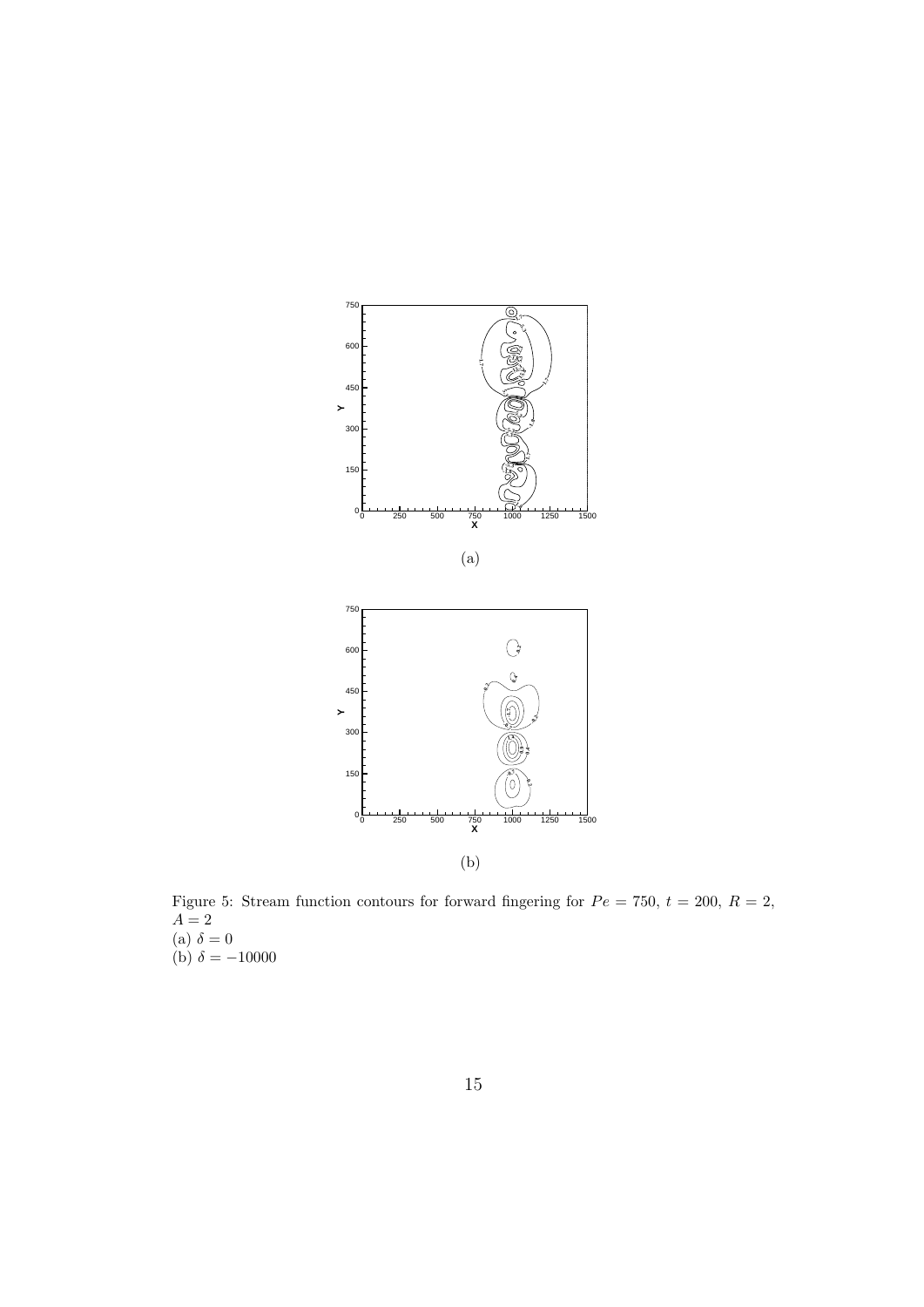(a)

(b)

Figure 5: Stream function contours for forward fingering for $Pe = 750$, $t = 200$, $R = 2$, $A = 2$
(a) $\delta = 0$
(b) $\delta = -10000$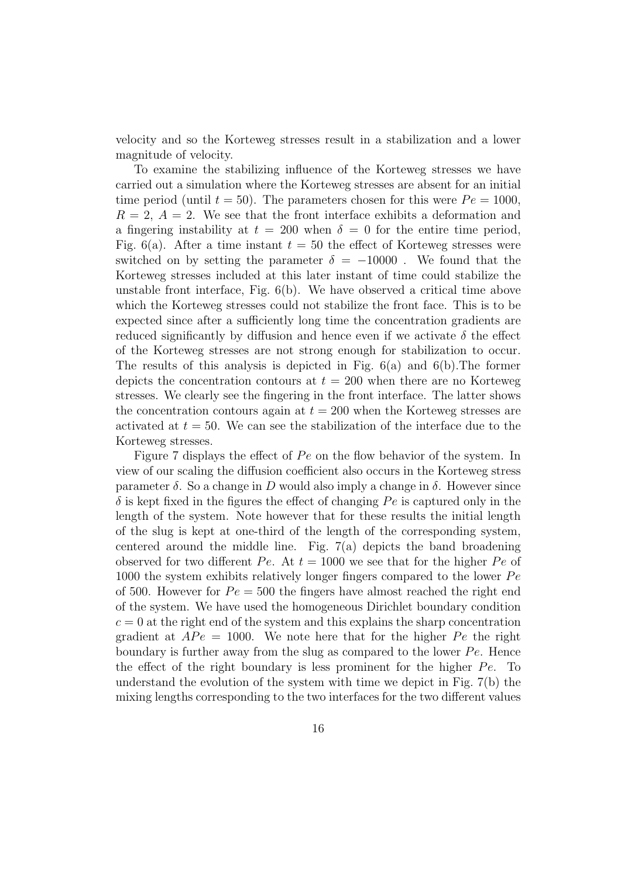velocity and so the Korteweg stresses result in a stabilization and a lower magnitude of velocity.

To examine the stabilizing influence of the Korteweg stresses we have carried out a simulation where the Korteweg stresses are absent for an initial time period (until $t = 50$). The parameters chosen for this were $Pe = 1000$, $R = 2$, $A = 2$. We see that the front interface exhibits a deformation and a fingering instability at $t = 200$ when $\delta = 0$ for the entire time period, Fig. 6(a). After a time instant $t = 50$ the effect of Korteweg stresses were switched on by setting the parameter $\delta = -10000$ . We found that the Korteweg stresses included at this later instant of time could stabilize the unstable front interface, Fig. 6(b). We have observed a critical time above which the Korteweg stresses could not stabilize the front face. This is to be expected since after a sufficiently long time the concentration gradients are reduced significantly by diffusion and hence even if we activate $\delta$ the effect of the Korteweg stresses are not strong enough for stabilization to occur. The results of this analysis is depicted in Fig. 6(a) and 6(b).The former depicts the concentration contours at $t = 200$ when there are no Korteweg stresses. We clearly see the fingering in the front interface. The latter shows the concentration contours again at $t = 200$ when the Korteweg stresses are activated at $t = 50$. We can see the stabilization of the interface due to the Korteweg stresses.

Figure 7 displays the effect of $Pe$ on the flow behavior of the system. In view of our scaling the diffusion coefficient also occurs in the Korteweg stress parameter $\delta$. So a change in $D$ would also imply a change in $\delta$. However since $\delta$ is kept fixed in the figures the effect of changing $Pe$ is captured only in the length of the system. Note however that for these results the initial length of the slug is kept at one-third of the length of the corresponding system, centered around the middle line. Fig. 7(a) depicts the band broadening observed for two different $Pe$. At $t = 1000$ we see that for the higher $Pe$ of 1000 the system exhibits relatively longer fingers compared to the lower $Pe$ of 500. However for $Pe = 500$ the fingers have almost reached the right end of the system. We have used the homogeneous Dirichlet boundary condition $c = 0$ at the right end of the system and this explains the sharp concentration gradient at $APe = 1000$. We note here that for the higher $Pe$ the right boundary is further away from the slug as compared to the lower $Pe$. Hence the effect of the right boundary is less prominent for the higher $Pe$. To understand the evolution of the system with time we depict in Fig. 7(b) the mixing lengths corresponding to the two interfaces for the two different values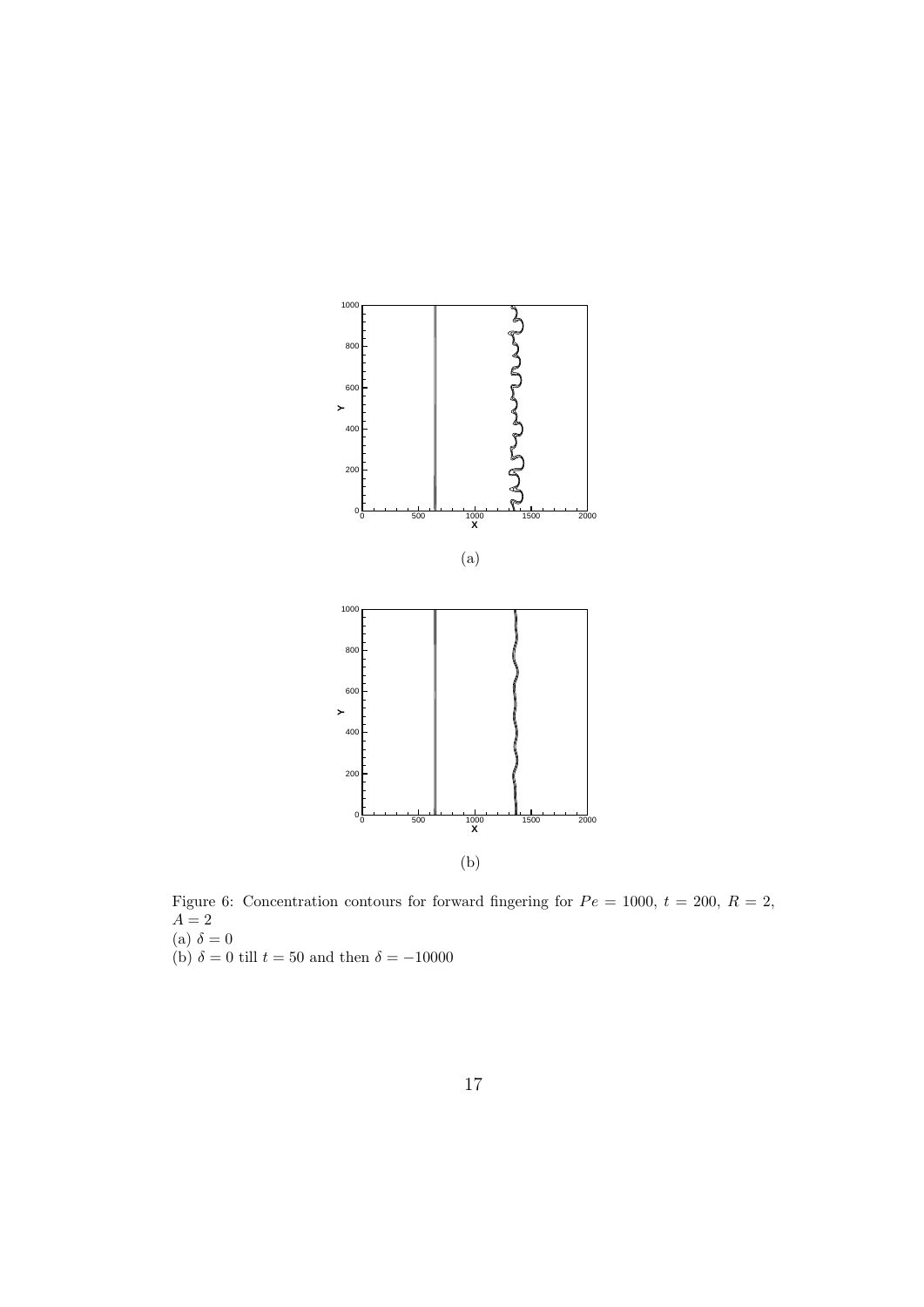(a)

(b)

Figure 6: Concentration contours for forward fingering for $Pe = 1000$, $t = 200$, $R = 2$, $A = 2$
(a) $\delta = 0$
(b) $\delta = 0$ till $t = 50$ and then $\delta = -10000$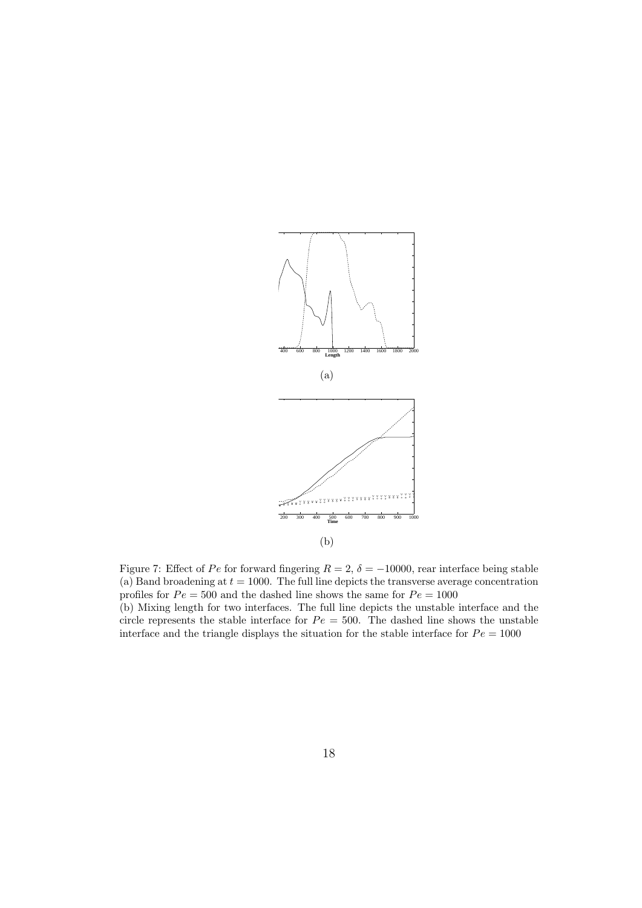(a)

(b)

Figure 7: Effect of $Pe$ for forward fingering $R = 2$, $\delta = -10000$, rear interface being stable
(a) Band broadening at $t = 1000$. The full line depicts the transverse average concentration profiles for $Pe = 500$ and the dashed line shows the same for $Pe = 1000$
(b) Mixing length for two interfaces. The full line depicts the unstable interface and the circle represents the stable interface for $Pe = 500$. The dashed line shows the unstable interface and the triangle displays the situation for the stable interface for $Pe = 1000$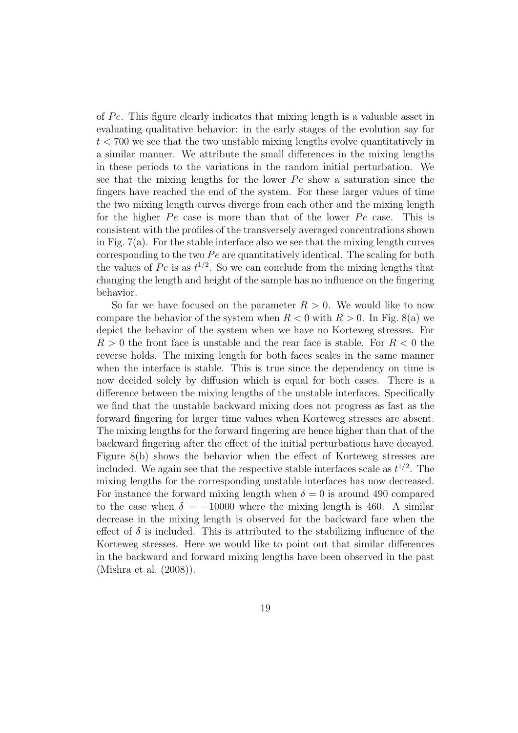of $Pe$. This figure clearly indicates that mixing length is a valuable asset in evaluating qualitative behavior: in the early stages of the evolution say for $t < 700$ we see that the two unstable mixing lengths evolve quantitatively in a similar manner. We attribute the small differences in the mixing lengths in these periods to the variations in the random initial perturbation. We see that the mixing lengths for the lower $Pe$ show a saturation since the fingers have reached the end of the system. For these larger values of time the two mixing length curves diverge from each other and the mixing length for the higher $Pe$ case is more than that of the lower $Pe$ case. This is consistent with the profiles of the transversely averaged concentrations shown in Fig. 7(a). For the stable interface also we see that the mixing length curves corresponding to the two $Pe$ are quantitatively identical. The scaling for both the values of $Pe$ is as $t^{1/2}$. So we can conclude from the mixing lengths that changing the length and height of the sample has no influence on the fingering behavior.

So far we have focused on the parameter $R > 0$. We would like to now compare the behavior of the system when $R < 0$ with $R > 0$. In Fig. 8(a) we depict the behavior of the system when we have no Korteweg stresses. For $R > 0$ the front face is unstable and the rear face is stable. For $R < 0$ the reverse holds. The mixing length for both faces scales in the same manner when the interface is stable. This is true since the dependency on time is now decided solely by diffusion which is equal for both cases. There is a difference between the mixing lengths of the unstable interfaces. Specifically we find that the unstable backward mixing does not progress as fast as the forward fingering for larger time values when Korteweg stresses are absent. The mixing lengths for the forward fingering are hence higher than that of the backward fingering after the effect of the initial perturbations have decayed. Figure 8(b) shows the behavior when the effect of Korteweg stresses are included. We again see that the respective stable interfaces scale as $t^{1/2}$. The mixing lengths for the corresponding unstable interfaces has now decreased. For instance the forward mixing length when $\delta = 0$ is around 490 compared to the case when $\delta = -10000$ where the mixing length is 460. A similar decrease in the mixing length is observed for the backward face when the effect of $\delta$ is included. This is attributed to the stabilizing influence of the Korteweg stresses. Here we would like to point out that similar differences in the backward and forward mixing lengths have been observed in the past (Mishra et al. (2008)).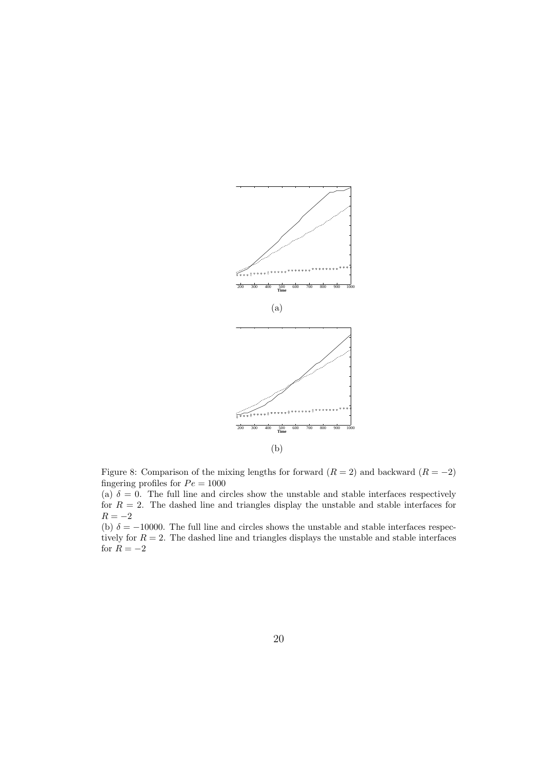(a)

(b)

Figure 8: Comparison of the mixing lengths for forward ($R = 2$) and backward ($R = -2$) fingering profiles for $Pe = 1000$

(a) $\delta = 0$. The full line and circles show the unstable and stable interfaces respectively for $R = 2$. The dashed line and triangles display the unstable and stable interfaces for $R = -2$

(b) $\delta = -10000$. The full line and circles shows the unstable and stable interfaces respectively for $R = 2$. The dashed line and triangles displays the unstable and stable interfaces for $R = -2$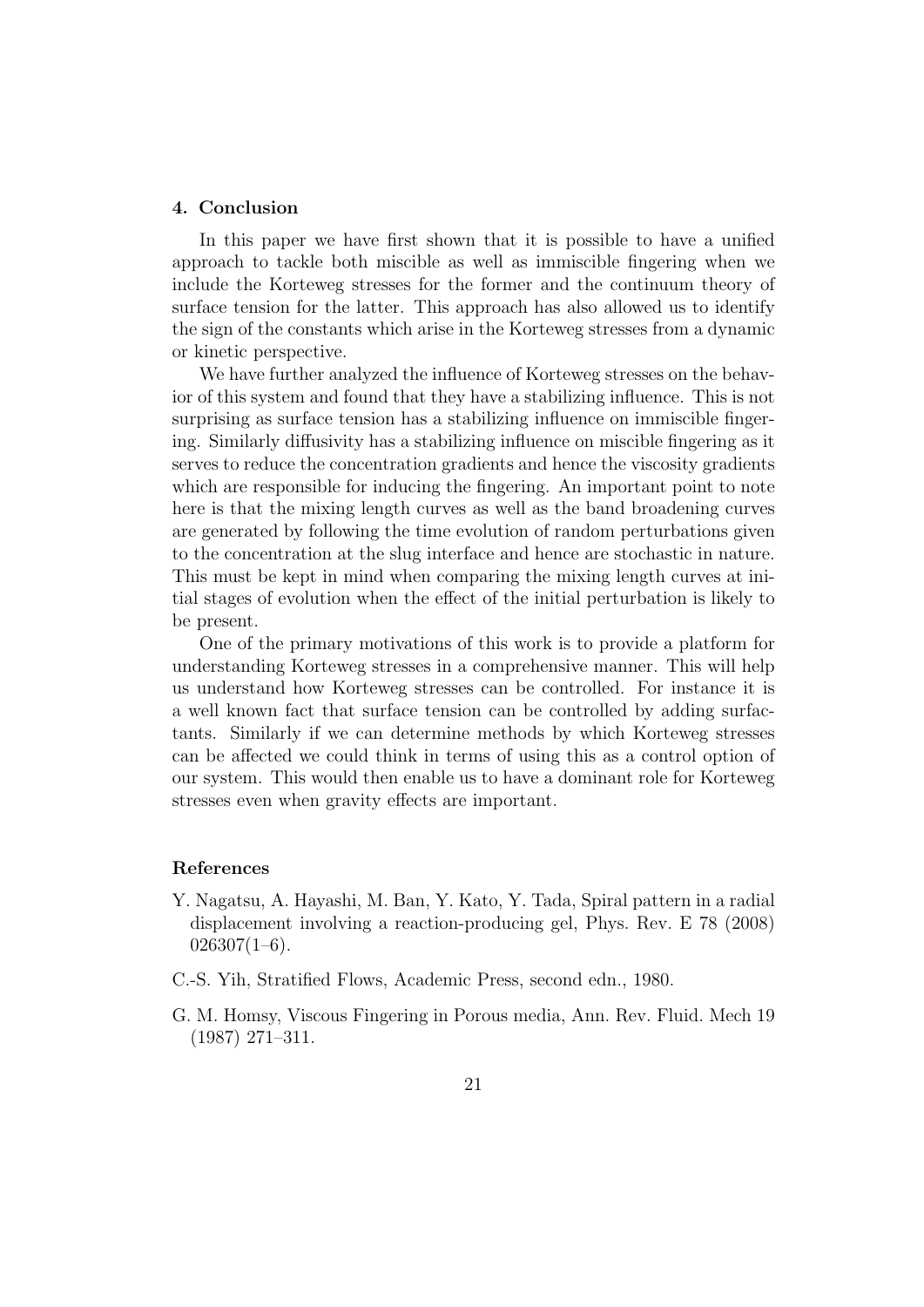## 4. Conclusion

In this paper we have first shown that it is possible to have a unified approach to tackle both miscible as well as immiscible fingering when we include the Korteweg stresses for the former and the continuum theory of surface tension for the latter. This approach has also allowed us to identify the sign of the constants which arise in the Korteweg stresses from a dynamic or kinetic perspective.

We have further analyzed the influence of Korteweg stresses on the behavior of this system and found that they have a stabilizing influence. This is not surprising as surface tension has a stabilizing influence on immiscible fingering. Similarly diffusivity has a stabilizing influence on miscible fingering as it serves to reduce the concentration gradients and hence the viscosity gradients which are responsible for inducing the fingering. An important point to note here is that the mixing length curves as well as the band broadening curves are generated by following the time evolution of random perturbations given to the concentration at the slug interface and hence are stochastic in nature. This must be kept in mind when comparing the mixing length curves at initial stages of evolution when the effect of the initial perturbation is likely to be present.

One of the primary motivations of this work is to provide a platform for understanding Korteweg stresses in a comprehensive manner. This will help us understand how Korteweg stresses can be controlled. For instance it is a well known fact that surface tension can be controlled by adding surfactants. Similarly if we can determine methods by which Korteweg stresses can be affected we could think in terms of using this as a control option of our system. This would then enable us to have a dominant role for Korteweg stresses even when gravity effects are important.

## References

Y. Nagatsu, A. Hayashi, M. Ban, Y. Kato, Y. Tada, Spiral pattern in a radial displacement involving a reaction-producing gel, Phys. Rev. E 78 (2008) 026307(1–6).

C.-S. Yih, Stratified Flows, Academic Press, second edn., 1980.

G. M. Homsy, Viscous Fingering in Porous media, Ann. Rev. Fluid. Mech 19 (1987) 271–311.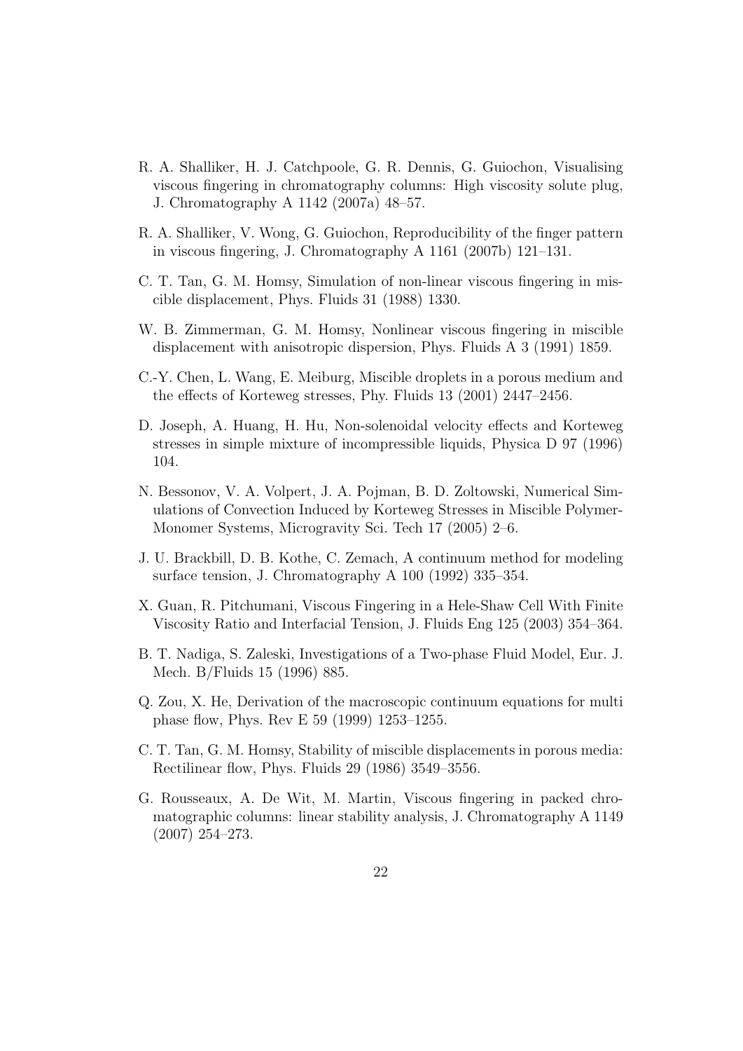R. A. Shalliker, H. J. Catchpoole, G. R. Dennis, G. Guiochon, Visualising viscous fingering in chromatography columns: High viscosity solute plug, J. Chromatography A 1142 (2007a) 48–57.

R. A. Shalliker, V. Wong, G. Guiochon, Reproducibility of the finger pattern in viscous fingering, J. Chromatography A 1161 (2007b) 121–131.

C. T. Tan, G. M. Homsy, Simulation of non-linear viscous fingering in miscible displacement, Phys. Fluids 31 (1988) 1330.

W. B. Zimmerman, G. M. Homsy, Nonlinear viscous fingering in miscible displacement with anisotropic dispersion, Phys. Fluids A 3 (1991) 1859.

C.-Y. Chen, L. Wang, E. Meiburg, Miscible droplets in a porous medium and the effects of Korteweg stresses, Phy. Fluids 13 (2001) 2447–2456.

D. Joseph, A. Huang, H. Hu, Non-solenoidal velocity effects and Korteweg stresses in simple mixture of incompressible liquids, Physica D 97 (1996) 104.

N. Bessonov, V. A. Volpert, J. A. Pojman, B. D. Zoltowski, Numerical Simulations of Convection Induced by Korteweg Stresses in Miscible Polymer-Monomer Systems, Microgravity Sci. Tech 17 (2005) 2–6.

J. U. Brackbill, D. B. Kothe, C. Zemach, A continuum method for modeling surface tension, J. Chromatography A 100 (1992) 335–354.

X. Guan, R. Pitchumani, Viscous Fingering in a Hele-Shaw Cell With Finite Viscosity Ratio and Interfacial Tension, J. Fluids Eng 125 (2003) 354–364.

B. T. Nadiga, S. Zaleski, Investigations of a Two-phase Fluid Model, Eur. J. Mech. B/Fluids 15 (1996) 885.

Q. Zou, X. He, Derivation of the macroscopic continuum equations for multi phase flow, Phys. Rev E 59 (1999) 1253–1255.

C. T. Tan, G. M. Homsy, Stability of miscible displacements in porous media: Rectilinear flow, Phys. Fluids 29 (1986) 3549–3556.

G. Rousseaux, A. De Wit, M. Martin, Viscous fingering in packed chromatographic columns: linear stability analysis, J. Chromatography A 1149 (2007) 254–273.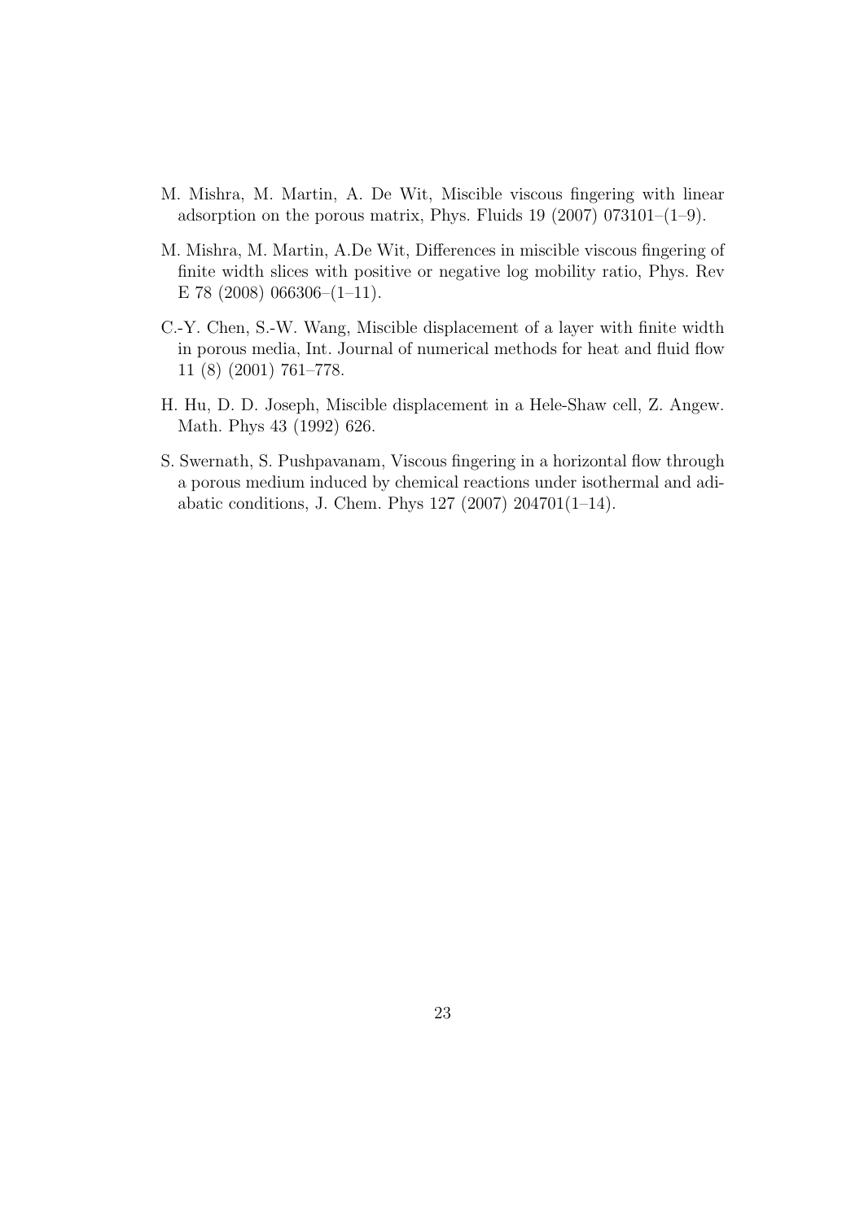M. Mishra, M. Martin, A. De Wit, Miscible viscous fingering with linear adsorption on the porous matrix, Phys. Fluids 19 (2007) 073101–(1–9).

M. Mishra, M. Martin, A.De Wit, Differences in miscible viscous fingering of finite width slices with positive or negative log mobility ratio, Phys. Rev E 78 (2008) 066306–(1–11).

C.-Y. Chen, S.-W. Wang, Miscible displacement of a layer with finite width in porous media, Int. Journal of numerical methods for heat and fluid flow 11 (8) (2001) 761–778.

H. Hu, D. D. Joseph, Miscible displacement in a Hele-Shaw cell, Z. Angew. Math. Phys 43 (1992) 626.

S. Swernath, S. Pushpavanam, Viscous fingering in a horizontal flow through a porous medium induced by chemical reactions under isothermal and adiabatic conditions, J. Chem. Phys 127 (2007) 204701(1–14).